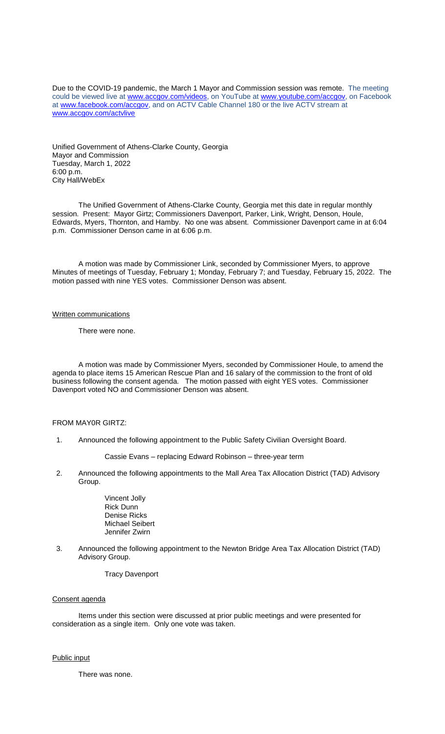Due to the COVID-19 pandemic, the March 1 Mayor and Commission session was remote. The meeting could be viewed live at www.accgov.com/videos, on YouTube at www.youtube.com/accgov, on Facebook at www.facebook.com/accgov, and on ACTV Cable Channel 180 or the live ACTV stream at www.accgov.com/actvlive

Unified Government of Athens-Clarke County, Georgia
Mayor and Commission
Tuesday, March 1, 2022
6:00 p.m.
City Hall/WebEx

The Unified Government of Athens-Clarke County, Georgia met this date in regular monthly session. Present: Mayor Girtz; Commissioners Davenport, Parker, Link, Wright, Denson, Houle, Edwards, Myers, Thornton, and Hamby. No one was absent. Commissioner Davenport came in at 6:04 p.m. Commissioner Denson came in at 6:06 p.m.

A motion was made by Commissioner Link, seconded by Commissioner Myers, to approve Minutes of meetings of Tuesday, February 1; Monday, February 7; and Tuesday, February 15, 2022. The motion passed with nine YES votes. Commissioner Denson was absent.

Written communications

There were none.

A motion was made by Commissioner Myers, seconded by Commissioner Houle, to amend the agenda to place items 15 American Rescue Plan and 16 salary of the commission to the front of old business following the consent agenda. The motion passed with eight YES votes. Commissioner Davenport voted NO and Commissioner Denson was absent.

FROM MAY0R GIRTZ:

1. Announced the following appointment to the Public Safety Civilian Oversight Board.

   Cassie Evans – replacing Edward Robinson – three-year term

2. Announced the following appointments to the Mall Area Tax Allocation District (TAD) Advisory Group.

   Vincent Jolly
   Rick Dunn
   Denise Ricks
   Michael Seibert
   Jennifer Zwirn

3. Announced the following appointment to the Newton Bridge Area Tax Allocation District (TAD) Advisory Group.

   Tracy Davenport

Consent agenda

Items under this section were discussed at prior public meetings and were presented for consideration as a single item. Only one vote was taken.

Public input

There was none.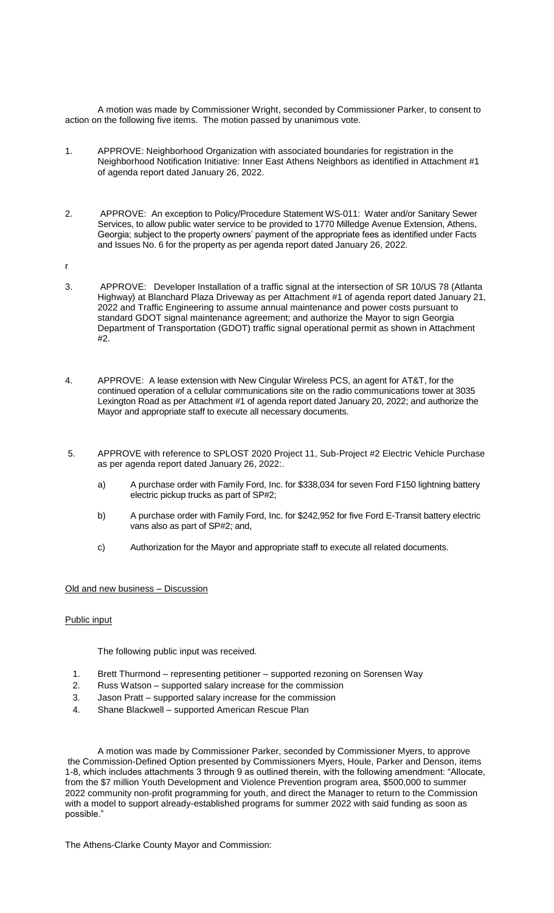A motion was made by Commissioner Wright, seconded by Commissioner Parker, to consent to action on the following five items. The motion passed by unanimous vote.

1. APPROVE: Neighborhood Organization with associated boundaries for registration in the Neighborhood Notification Initiative: Inner East Athens Neighbors as identified in Attachment #1 of agenda report dated January 26, 2022.

2. APPROVE: An exception to Policy/Procedure Statement WS-011: Water and/or Sanitary Sewer Services, to allow public water service to be provided to 1770 Milledge Avenue Extension, Athens, Georgia; subject to the property owners' payment of the appropriate fees as identified under Facts and Issues No. 6 for the property as per agenda report dated January 26, 2022.

r

3. APPROVE: Developer Installation of a traffic signal at the intersection of SR 10/US 78 (Atlanta Highway) at Blanchard Plaza Driveway as per Attachment #1 of agenda report dated January 21, 2022 and Traffic Engineering to assume annual maintenance and power costs pursuant to standard GDOT signal maintenance agreement; and authorize the Mayor to sign Georgia Department of Transportation (GDOT) traffic signal operational permit as shown in Attachment #2.

4. APPROVE: A lease extension with New Cingular Wireless PCS, an agent for AT&T, for the continued operation of a cellular communications site on the radio communications tower at 3035 Lexington Road as per Attachment #1 of agenda report dated January 20, 2022; and authorize the Mayor and appropriate staff to execute all necessary documents.

5. APPROVE with reference to SPLOST 2020 Project 11, Sub-Project #2 Electric Vehicle Purchase as per agenda report dated January 26, 2022:.

   a) A purchase order with Family Ford, Inc. for $338,034 for seven Ford F150 lightning battery electric pickup trucks as part of SP#2;

   b) A purchase order with Family Ford, Inc. for $242,952 for five Ford E-Transit battery electric vans also as part of SP#2; and,

   c) Authorization for the Mayor and appropriate staff to execute all related documents.

Old and new business – Discussion

Public input

The following public input was received.

1. Brett Thurmond – representing petitioner – supported rezoning on Sorensen Way
2. Russ Watson – supported salary increase for the commission
3. Jason Pratt – supported salary increase for the commission
4. Shane Blackwell – supported American Rescue Plan

A motion was made by Commissioner Parker, seconded by Commissioner Myers, to approve the Commission-Defined Option presented by Commissioners Myers, Houle, Parker and Denson, items 1-8, which includes attachments 3 through 9 as outlined therein, with the following amendment: "Allocate, from the $7 million Youth Development and Violence Prevention program area, $500,000 to summer 2022 community non-profit programming for youth, and direct the Manager to return to the Commission with a model to support already-established programs for summer 2022 with said funding as soon as possible."

The Athens-Clarke County Mayor and Commission: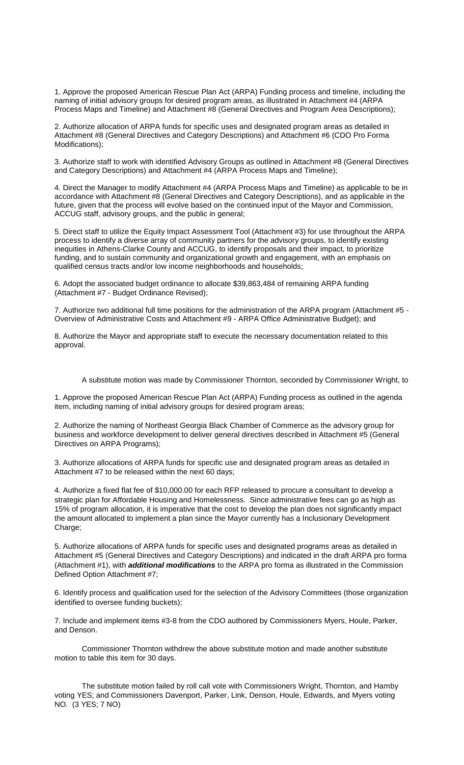1. Approve the proposed American Rescue Plan Act (ARPA) Funding process and timeline, including the naming of initial advisory groups for desired program areas, as illustrated in Attachment #4 (ARPA Process Maps and Timeline) and Attachment #8 (General Directives and Program Area Descriptions);

2. Authorize allocation of ARPA funds for specific uses and designated program areas as detailed in Attachment #8 (General Directives and Category Descriptions) and Attachment #6 (CDO Pro Forma Modifications);

3. Authorize staff to work with identified Advisory Groups as outlined in Attachment #8 (General Directives and Category Descriptions) and Attachment #4 (ARPA Process Maps and Timeline);

4. Direct the Manager to modify Attachment #4 (ARPA Process Maps and Timeline) as applicable to be in accordance with Attachment #8 (General Directives and Category Descriptions), and as applicable in the future, given that the process will evolve based on the continued input of the Mayor and Commission, ACCUG staff, advisory groups, and the public in general;

5. Direct staff to utilize the Equity Impact Assessment Tool (Attachment #3) for use throughout the ARPA process to identify a diverse array of community partners for the advisory groups, to identify existing inequities in Athens-Clarke County and ACCUG, to identify proposals and their impact, to prioritize funding, and to sustain community and organizational growth and engagement, with an emphasis on qualified census tracts and/or low income neighborhoods and households;

6. Adopt the associated budget ordinance to allocate $39,863,484 of remaining ARPA funding (Attachment #7 - Budget Ordinance Revised);

7. Authorize two additional full time positions for the administration of the ARPA program (Attachment #5 - Overview of Administrative Costs and Attachment #9 - ARPA Office Administrative Budget); and

8. Authorize the Mayor and appropriate staff to execute the necessary documentation related to this approval.

A substitute motion was made by Commissioner Thornton, seconded by Commissioner Wright, to

1. Approve the proposed American Rescue Plan Act (ARPA) Funding process as outlined in the agenda item, including naming of initial advisory groups for desired program areas;

2. Authorize the naming of Northeast Georgia Black Chamber of Commerce as the advisory group for business and workforce development to deliver general directives described in Attachment #5 (General Directives on ARPA Programs);

3. Authorize allocations of ARPA funds for specific use and designated program areas as detailed in Attachment #7 to be released within the next 60 days;

4. Authorize a fixed flat fee of $10,000.00 for each RFP released to procure a consultant to develop a strategic plan for Affordable Housing and Homelessness. Since administrative fees can go as high as 15% of program allocation, it is imperative that the cost to develop the plan does not significantly impact the amount allocated to implement a plan since the Mayor currently has a Inclusionary Development Charge;

5. Authorize allocations of ARPA funds for specific uses and designated programs areas as detailed in Attachment #5 (General Directives and Category Descriptions) and indicated in the draft ARPA pro forma (Attachment #1), with ***additional modifications*** to the ARPA pro forma as illustrated in the Commission Defined Option Attachment #7;

6. Identify process and qualification used for the selection of the Advisory Committees (those organization identified to oversee funding buckets);

7. Include and implement items #3-8 from the CDO authored by Commissioners Myers, Houle, Parker, and Denson.

Commissioner Thornton withdrew the above substitute motion and made another substitute motion to table this item for 30 days.

The substitute motion failed by roll call vote with Commissioners Wright, Thornton, and Hamby voting YES; and Commissioners Davenport, Parker, Link, Denson, Houle, Edwards, and Myers voting NO. (3 YES; 7 NO)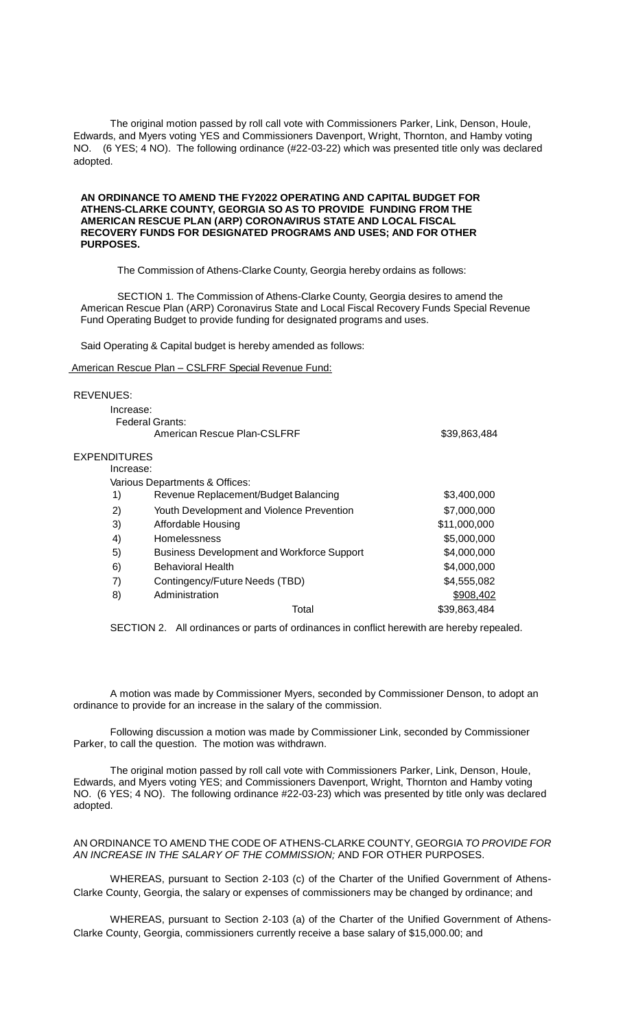The original motion passed by roll call vote with Commissioners Parker, Link, Denson, Houle, Edwards, and Myers voting YES and Commissioners Davenport, Wright, Thornton, and Hamby voting NO. (6 YES; 4 NO). The following ordinance (#22-03-22) which was presented title only was declared adopted.

**AN ORDINANCE TO AMEND THE FY2022 OPERATING AND CAPITAL BUDGET FOR ATHENS-CLARKE COUNTY, GEORGIA SO AS TO PROVIDE FUNDING FROM THE AMERICAN RESCUE PLAN (ARP) CORONAVIRUS STATE AND LOCAL FISCAL RECOVERY FUNDS FOR DESIGNATED PROGRAMS AND USES; AND FOR OTHER PURPOSES.**

The Commission of Athens-Clarke County, Georgia hereby ordains as follows:

SECTION 1. The Commission of Athens-Clarke County, Georgia desires to amend the American Rescue Plan (ARP) Coronavirus State and Local Fiscal Recovery Funds Special Revenue Fund Operating Budget to provide funding for designated programs and uses.

Said Operating & Capital budget is hereby amended as follows:

American Rescue Plan – CSLFRF Special Revenue Fund:

REVENUES:

Increase:

Federal Grants:

| | | |
|---|---|---|
| | American Rescue Plan-CSLFRF | $39,863,484 |

EXPENDITURES

Increase:

Various Departments & Offices:

| | | |
|---|---|---|
| 1) | Revenue Replacement/Budget Balancing | $3,400,000 |
| 2) | Youth Development and Violence Prevention | $7,000,000 |
| 3) | Affordable Housing | $11,000,000 |
| 4) | Homelessness | $5,000,000 |
| 5) | Business Development and Workforce Support | $4,000,000 |
| 6) | Behavioral Health | $4,000,000 |
| 7) | Contingency/Future Needs (TBD) | $4,555,082 |
| 8) | Administration | $908,402 |
| | Total | $39,863,484 |

SECTION 2. All ordinances or parts of ordinances in conflict herewith are hereby repealed.

A motion was made by Commissioner Myers, seconded by Commissioner Denson, to adopt an ordinance to provide for an increase in the salary of the commission.

Following discussion a motion was made by Commissioner Link, seconded by Commissioner Parker, to call the question. The motion was withdrawn.

The original motion passed by roll call vote with Commissioners Parker, Link, Denson, Houle, Edwards, and Myers voting YES; and Commissioners Davenport, Wright, Thornton and Hamby voting NO. (6 YES; 4 NO). The following ordinance #22-03-23) which was presented by title only was declared adopted.

AN ORDINANCE TO AMEND THE CODE OF ATHENS-CLARKE COUNTY, GEORGIA *TO PROVIDE FOR AN INCREASE IN THE SALARY OF THE COMMISSION;* AND FOR OTHER PURPOSES.

WHEREAS, pursuant to Section 2-103 (c) of the Charter of the Unified Government of Athens-Clarke County, Georgia, the salary or expenses of commissioners may be changed by ordinance; and

WHEREAS, pursuant to Section 2-103 (a) of the Charter of the Unified Government of Athens-Clarke County, Georgia, commissioners currently receive a base salary of $15,000.00; and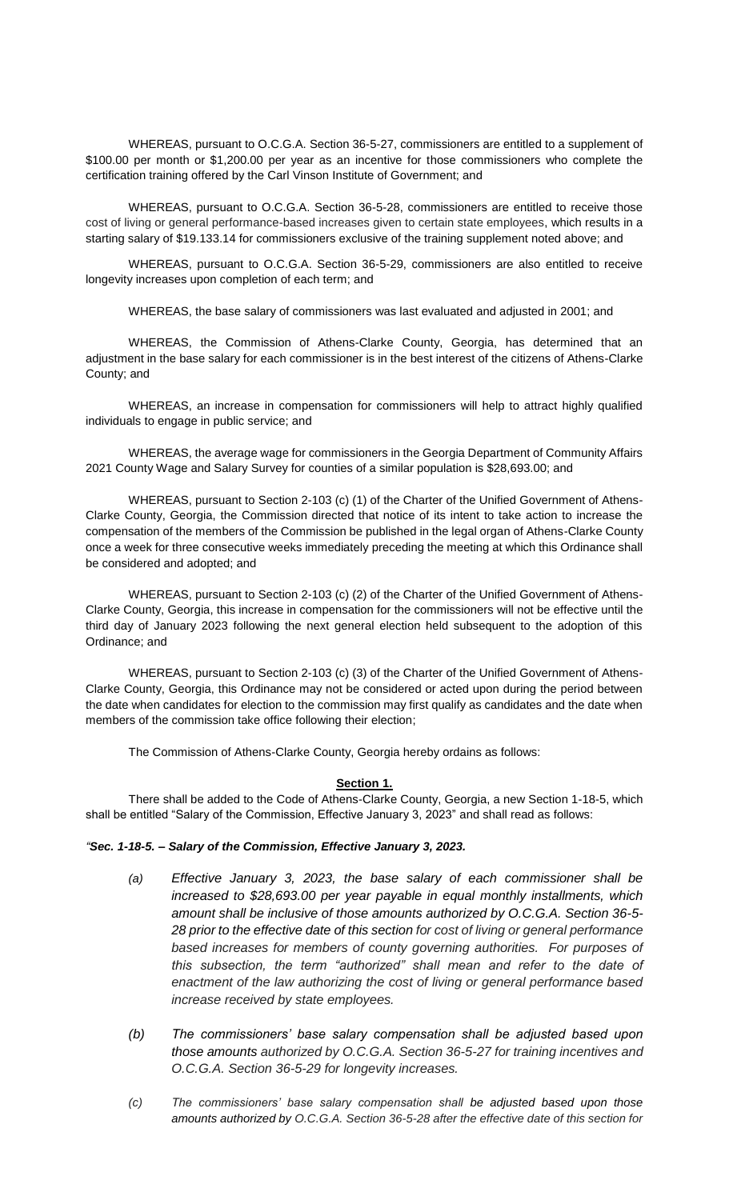WHEREAS, pursuant to O.C.G.A. Section 36-5-27, commissioners are entitled to a supplement of $100.00 per month or $1,200.00 per year as an incentive for those commissioners who complete the certification training offered by the Carl Vinson Institute of Government; and

WHEREAS, pursuant to O.C.G.A. Section 36-5-28, commissioners are entitled to receive those cost of living or general performance-based increases given to certain state employees, which results in a starting salary of $19.133.14 for commissioners exclusive of the training supplement noted above; and

WHEREAS, pursuant to O.C.G.A. Section 36-5-29, commissioners are also entitled to receive longevity increases upon completion of each term; and

WHEREAS, the base salary of commissioners was last evaluated and adjusted in 2001; and

WHEREAS, the Commission of Athens-Clarke County, Georgia, has determined that an adjustment in the base salary for each commissioner is in the best interest of the citizens of Athens-Clarke County; and

WHEREAS, an increase in compensation for commissioners will help to attract highly qualified individuals to engage in public service; and

WHEREAS, the average wage for commissioners in the Georgia Department of Community Affairs 2021 County Wage and Salary Survey for counties of a similar population is $28,693.00; and

WHEREAS, pursuant to Section 2-103 (c) (1) of the Charter of the Unified Government of Athens-Clarke County, Georgia, the Commission directed that notice of its intent to take action to increase the compensation of the members of the Commission be published in the legal organ of Athens-Clarke County once a week for three consecutive weeks immediately preceding the meeting at which this Ordinance shall be considered and adopted; and

WHEREAS, pursuant to Section 2-103 (c) (2) of the Charter of the Unified Government of Athens-Clarke County, Georgia, this increase in compensation for the commissioners will not be effective until the third day of January 2023 following the next general election held subsequent to the adoption of this Ordinance; and

WHEREAS, pursuant to Section 2-103 (c) (3) of the Charter of the Unified Government of Athens-Clarke County, Georgia, this Ordinance may not be considered or acted upon during the period between the date when candidates for election to the commission may first qualify as candidates and the date when members of the commission take office following their election;

The Commission of Athens-Clarke County, Georgia hereby ordains as follows:

**Section 1.**

There shall be added to the Code of Athens-Clarke County, Georgia, a new Section 1-18-5, which shall be entitled "Salary of the Commission, Effective January 3, 2023" and shall read as follows:

*"**Sec. 1-18-5. – Salary of the Commission, Effective January 3, 2023.***

*(a) Effective January 3, 2023, the base salary of each commissioner shall be increased to $28,693.00 per year payable in equal monthly installments, which amount shall be inclusive of those amounts authorized by O.C.G.A. Section 36-5-28 prior to the effective date of this section for cost of living or general performance based increases for members of county governing authorities. For purposes of this subsection, the term "authorized" shall mean and refer to the date of enactment of the law authorizing the cost of living or general performance based increase received by state employees.*

*(b) The commissioners' base salary compensation shall be adjusted based upon those amounts authorized by O.C.G.A. Section 36-5-27 for training incentives and O.C.G.A. Section 36-5-29 for longevity increases.*

*(c) The commissioners' base salary compensation shall be adjusted based upon those amounts authorized by O.C.G.A. Section 36-5-28 after the effective date of this section for*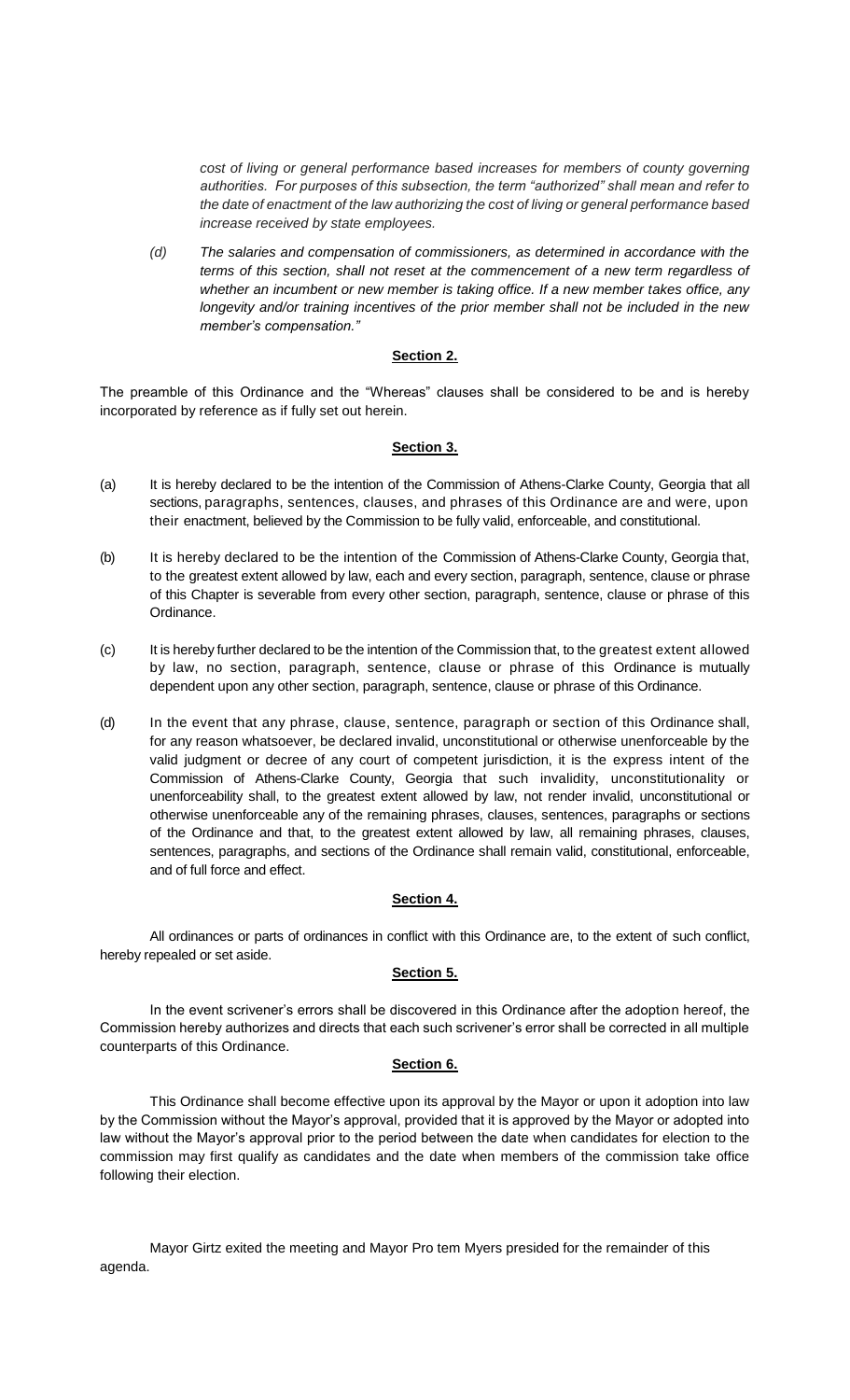*cost of living or general performance based increases for members of county governing authorities. For purposes of this subsection, the term "authorized" shall mean and refer to the date of enactment of the law authorizing the cost of living or general performance based increase received by state employees.*

*(d) The salaries and compensation of commissioners, as determined in accordance with the terms of this section, shall not reset at the commencement of a new term regardless of whether an incumbent or new member is taking office. If a new member takes office, any longevity and/or training incentives of the prior member shall not be included in the new member's compensation."*

**Section 2.**

The preamble of this Ordinance and the "Whereas" clauses shall be considered to be and is hereby incorporated by reference as if fully set out herein.

**Section 3.**

(a) It is hereby declared to be the intention of the Commission of Athens-Clarke County, Georgia that all sections, paragraphs, sentences, clauses, and phrases of this Ordinance are and were, upon their enactment, believed by the Commission to be fully valid, enforceable, and constitutional.

(b) It is hereby declared to be the intention of the Commission of Athens-Clarke County, Georgia that, to the greatest extent allowed by law, each and every section, paragraph, sentence, clause or phrase of this Chapter is severable from every other section, paragraph, sentence, clause or phrase of this Ordinance.

(c) It is hereby further declared to be the intention of the Commission that, to the greatest extent allowed by law, no section, paragraph, sentence, clause or phrase of this Ordinance is mutually dependent upon any other section, paragraph, sentence, clause or phrase of this Ordinance.

(d) In the event that any phrase, clause, sentence, paragraph or section of this Ordinance shall, for any reason whatsoever, be declared invalid, unconstitutional or otherwise unenforceable by the valid judgment or decree of any court of competent jurisdiction, it is the express intent of the Commission of Athens-Clarke County, Georgia that such invalidity, unconstitutionality or unenforceability shall, to the greatest extent allowed by law, not render invalid, unconstitutional or otherwise unenforceable any of the remaining phrases, clauses, sentences, paragraphs or sections of the Ordinance and that, to the greatest extent allowed by law, all remaining phrases, clauses, sentences, paragraphs, and sections of the Ordinance shall remain valid, constitutional, enforceable, and of full force and effect.

**Section 4.**

All ordinances or parts of ordinances in conflict with this Ordinance are, to the extent of such conflict, hereby repealed or set aside.

**Section 5.**

In the event scrivener's errors shall be discovered in this Ordinance after the adoption hereof, the Commission hereby authorizes and directs that each such scrivener's error shall be corrected in all multiple counterparts of this Ordinance.

**Section 6.**

This Ordinance shall become effective upon its approval by the Mayor or upon it adoption into law by the Commission without the Mayor's approval, provided that it is approved by the Mayor or adopted into law without the Mayor's approval prior to the period between the date when candidates for election to the commission may first qualify as candidates and the date when members of the commission take office following their election.

Mayor Girtz exited the meeting and Mayor Pro tem Myers presided for the remainder of this agenda.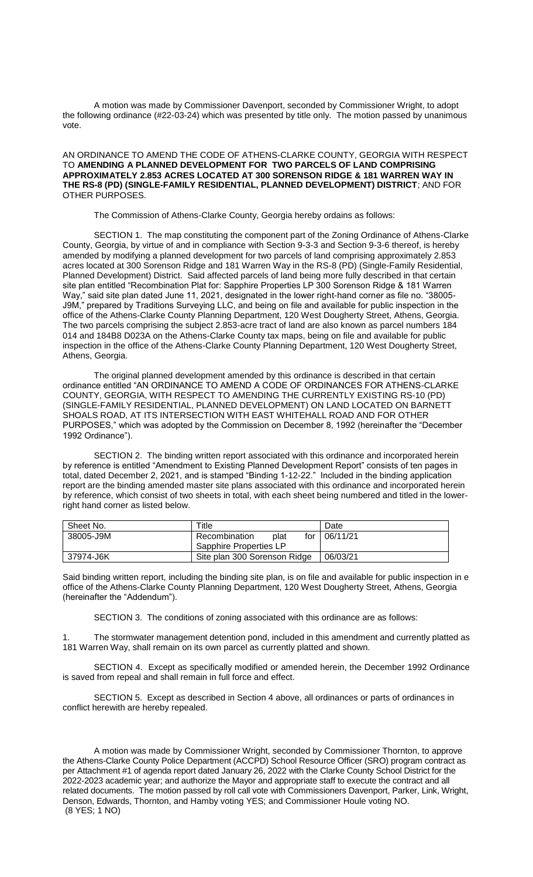A motion was made by Commissioner Davenport, seconded by Commissioner Wright, to adopt the following ordinance (#22-03-24) which was presented by title only. The motion passed by unanimous vote.

AN ORDINANCE TO AMEND THE CODE OF ATHENS-CLARKE COUNTY, GEORGIA WITH RESPECT TO **AMENDING A PLANNED DEVELOPMENT FOR TWO PARCELS OF LAND COMPRISING APPROXIMATELY 2.853 ACRES LOCATED AT 300 SORENSON RIDGE & 181 WARREN WAY IN THE RS-8 (PD) (SINGLE-FAMILY RESIDENTIAL, PLANNED DEVELOPMENT) DISTRICT**; AND FOR OTHER PURPOSES.

The Commission of Athens-Clarke County, Georgia hereby ordains as follows:

SECTION 1. The map constituting the component part of the Zoning Ordinance of Athens-Clarke County, Georgia, by virtue of and in compliance with Section 9-3-3 and Section 9-3-6 thereof, is hereby amended by modifying a planned development for two parcels of land comprising approximately 2.853 acres located at 300 Sorenson Ridge and 181 Warren Way in the RS-8 (PD) (Single-Family Residential, Planned Development) District. Said affected parcels of land being more fully described in that certain site plan entitled "Recombination Plat for: Sapphire Properties LP 300 Sorenson Ridge & 181 Warren Way," said site plan dated June 11, 2021, designated in the lower right-hand corner as file no. "38005-J9M," prepared by Traditions Surveying LLC, and being on file and available for public inspection in the office of the Athens-Clarke County Planning Department, 120 West Dougherty Street, Athens, Georgia. The two parcels comprising the subject 2.853-acre tract of land are also known as parcel numbers 184 014 and 184B8 D023A on the Athens-Clarke County tax maps, being on file and available for public inspection in the office of the Athens-Clarke County Planning Department, 120 West Dougherty Street, Athens, Georgia.

The original planned development amended by this ordinance is described in that certain ordinance entitled "AN ORDINANCE TO AMEND A CODE OF ORDINANCES FOR ATHENS-CLARKE COUNTY, GEORGIA, WITH RESPECT TO AMENDING THE CURRENTLY EXISTING RS-10 (PD) (SINGLE-FAMILY RESIDENTIAL, PLANNED DEVELOPMENT) ON LAND LOCATED ON BARNETT SHOALS ROAD, AT ITS INTERSECTION WITH EAST WHITEHALL ROAD AND FOR OTHER PURPOSES," which was adopted by the Commission on December 8, 1992 (hereinafter the "December 1992 Ordinance").

SECTION 2. The binding written report associated with this ordinance and incorporated herein by reference is entitled "Amendment to Existing Planned Development Report" consists of ten pages in total, dated December 2, 2021, and is stamped "Binding 1-12-22." Included in the binding application report are the binding amended master site plans associated with this ordinance and incorporated herein by reference, which consist of two sheets in total, with each sheet being numbered and titled in the lower-right hand corner as listed below.

| Sheet No. | Title | Date |
|---|---|---|
| 38005-J9M | Recombination plat for Sapphire Properties LP | 06/11/21 |
| 37974-J6K | Site plan 300 Sorenson Ridge | 06/03/21 |

Said binding written report, including the binding site plan, is on file and available for public inspection in e office of the Athens-Clarke County Planning Department, 120 West Dougherty Street, Athens, Georgia (hereinafter the "Addendum").

SECTION 3. The conditions of zoning associated with this ordinance are as follows:

1. The stormwater management detention pond, included in this amendment and currently platted as 181 Warren Way, shall remain on its own parcel as currently platted and shown.

SECTION 4. Except as specifically modified or amended herein, the December 1992 Ordinance is saved from repeal and shall remain in full force and effect.

SECTION 5. Except as described in Section 4 above, all ordinances or parts of ordinances in conflict herewith are hereby repealed.

A motion was made by Commissioner Wright, seconded by Commissioner Thornton, to approve the Athens-Clarke County Police Department (ACCPD) School Resource Officer (SRO) program contract as per Attachment #1 of agenda report dated January 26, 2022 with the Clarke County School District for the 2022-2023 academic year; and authorize the Mayor and appropriate staff to execute the contract and all related documents. The motion passed by roll call vote with Commissioners Davenport, Parker, Link, Wright, Denson, Edwards, Thornton, and Hamby voting YES; and Commissioner Houle voting NO.
(8 YES; 1 NO)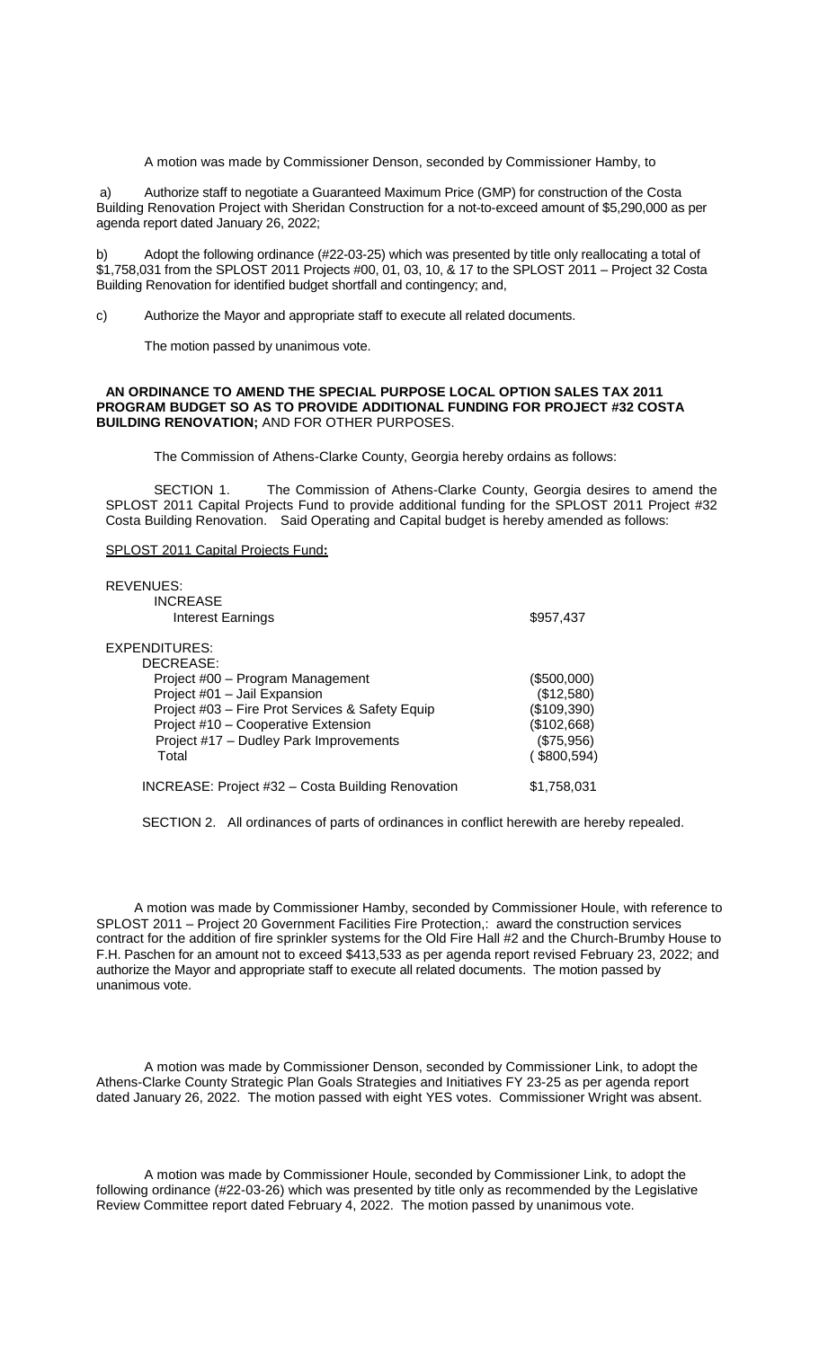A motion was made by Commissioner Denson, seconded by Commissioner Hamby, to

a) Authorize staff to negotiate a Guaranteed Maximum Price (GMP) for construction of the Costa Building Renovation Project with Sheridan Construction for a not-to-exceed amount of $5,290,000 as per agenda report dated January 26, 2022;

b) Adopt the following ordinance (#22-03-25) which was presented by title only reallocating a total of $1,758,031 from the SPLOST 2011 Projects #00, 01, 03, 10, & 17 to the SPLOST 2011 – Project 32 Costa Building Renovation for identified budget shortfall and contingency; and,

c) Authorize the Mayor and appropriate staff to execute all related documents.

The motion passed by unanimous vote.

**AN ORDINANCE TO AMEND THE SPECIAL PURPOSE LOCAL OPTION SALES TAX 2011 PROGRAM BUDGET SO AS TO PROVIDE ADDITIONAL FUNDING FOR PROJECT #32 COSTA BUILDING RENOVATION;** AND FOR OTHER PURPOSES.

The Commission of Athens-Clarke County, Georgia hereby ordains as follows:

SECTION 1. The Commission of Athens-Clarke County, Georgia desires to amend the SPLOST 2011 Capital Projects Fund to provide additional funding for the SPLOST 2011 Project #32 Costa Building Renovation. Said Operating and Capital budget is hereby amended as follows:

SPLOST 2011 Capital Projects Fund**:**

| | |
|---|---|
| REVENUES: | |
| INCREASE | |
| Interest Earnings | $957,437 |
| | |
| EXPENDITURES: | |
| DECREASE: | |
| Project #00 – Program Management | ($500,000) |
| Project #01 – Jail Expansion | ($12,580) |
| Project #03 – Fire Prot Services & Safety Equip | ($109,390) |
| Project #10 – Cooperative Extension | ($102,668) |
| Project #17 – Dudley Park Improvements | ($75,956) |
| Total | ( $800,594) |
| | |
| INCREASE: Project #32 – Costa Building Renovation | $1,758,031 |

SECTION 2. All ordinances of parts of ordinances in conflict herewith are hereby repealed.

A motion was made by Commissioner Hamby, seconded by Commissioner Houle, with reference to SPLOST 2011 – Project 20 Government Facilities Fire Protection,: award the construction services contract for the addition of fire sprinkler systems for the Old Fire Hall #2 and the Church-Brumby House to F.H. Paschen for an amount not to exceed $413,533 as per agenda report revised February 23, 2022; and authorize the Mayor and appropriate staff to execute all related documents. The motion passed by unanimous vote.

A motion was made by Commissioner Denson, seconded by Commissioner Link, to adopt the Athens-Clarke County Strategic Plan Goals Strategies and Initiatives FY 23-25 as per agenda report dated January 26, 2022. The motion passed with eight YES votes. Commissioner Wright was absent.

A motion was made by Commissioner Houle, seconded by Commissioner Link, to adopt the following ordinance (#22-03-26) which was presented by title only as recommended by the Legislative Review Committee report dated February 4, 2022. The motion passed by unanimous vote.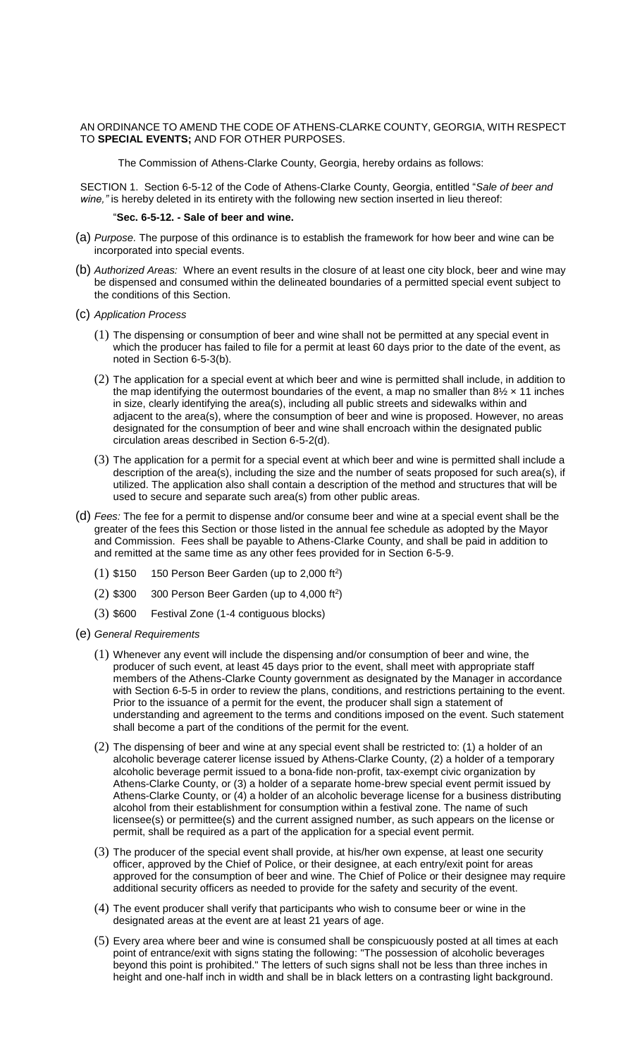AN ORDINANCE TO AMEND THE CODE OF ATHENS-CLARKE COUNTY, GEORGIA, WITH RESPECT TO **SPECIAL EVENTS;** AND FOR OTHER PURPOSES.

The Commission of Athens-Clarke County, Georgia, hereby ordains as follows:

SECTION 1. Section 6-5-12 of the Code of Athens-Clarke County, Georgia, entitled "*Sale of beer and wine,"* is hereby deleted in its entirety with the following new section inserted in lieu thereof:

"**Sec. 6-5-12. - Sale of beer and wine.**

(a) *Purpose.* The purpose of this ordinance is to establish the framework for how beer and wine can be incorporated into special events.

(b) *Authorized Areas:* Where an event results in the closure of at least one city block, beer and wine may be dispensed and consumed within the delineated boundaries of a permitted special event subject to the conditions of this Section.

(c) *Application Process*

(1) The dispensing or consumption of beer and wine shall not be permitted at any special event in which the producer has failed to file for a permit at least 60 days prior to the date of the event, as noted in Section 6-5-3(b).

(2) The application for a special event at which beer and wine is permitted shall include, in addition to the map identifying the outermost boundaries of the event, a map no smaller than 8½ × 11 inches in size, clearly identifying the area(s), including all public streets and sidewalks within and adjacent to the area(s), where the consumption of beer and wine is proposed. However, no areas designated for the consumption of beer and wine shall encroach within the designated public circulation areas described in Section 6-5-2(d).

(3) The application for a permit for a special event at which beer and wine is permitted shall include a description of the area(s), including the size and the number of seats proposed for such area(s), if utilized. The application also shall contain a description of the method and structures that will be used to secure and separate such area(s) from other public areas.

(d) *Fees:* The fee for a permit to dispense and/or consume beer and wine at a special event shall be the greater of the fees this Section or those listed in the annual fee schedule as adopted by the Mayor and Commission. Fees shall be payable to Athens-Clarke County, and shall be paid in addition to and remitted at the same time as any other fees provided for in Section 6-5-9.

(1) \$150 150 Person Beer Garden (up to 2,000 ft$^2$)

(2) \$300 300 Person Beer Garden (up to 4,000 ft$^2$)

(3) \$600 Festival Zone (1-4 contiguous blocks)

(e) *General Requirements*

(1) Whenever any event will include the dispensing and/or consumption of beer and wine, the producer of such event, at least 45 days prior to the event, shall meet with appropriate staff members of the Athens-Clarke County government as designated by the Manager in accordance with Section 6-5-5 in order to review the plans, conditions, and restrictions pertaining to the event. Prior to the issuance of a permit for the event, the producer shall sign a statement of understanding and agreement to the terms and conditions imposed on the event. Such statement shall become a part of the conditions of the permit for the event.

(2) The dispensing of beer and wine at any special event shall be restricted to: (1) a holder of an alcoholic beverage caterer license issued by Athens-Clarke County, (2) a holder of a temporary alcoholic beverage permit issued to a bona-fide non-profit, tax-exempt civic organization by Athens-Clarke County, or (3) a holder of a separate home-brew special event permit issued by Athens-Clarke County, or (4) a holder of an alcoholic beverage license for a business distributing alcohol from their establishment for consumption within a festival zone. The name of such licensee(s) or permittee(s) and the current assigned number, as such appears on the license or permit, shall be required as a part of the application for a special event permit.

(3) The producer of the special event shall provide, at his/her own expense, at least one security officer, approved by the Chief of Police, or their designee, at each entry/exit point for areas approved for the consumption of beer and wine. The Chief of Police or their designee may require additional security officers as needed to provide for the safety and security of the event.

(4) The event producer shall verify that participants who wish to consume beer or wine in the designated areas at the event are at least 21 years of age.

(5) Every area where beer and wine is consumed shall be conspicuously posted at all times at each point of entrance/exit with signs stating the following: "The possession of alcoholic beverages beyond this point is prohibited." The letters of such signs shall not be less than three inches in height and one-half inch in width and shall be in black letters on a contrasting light background.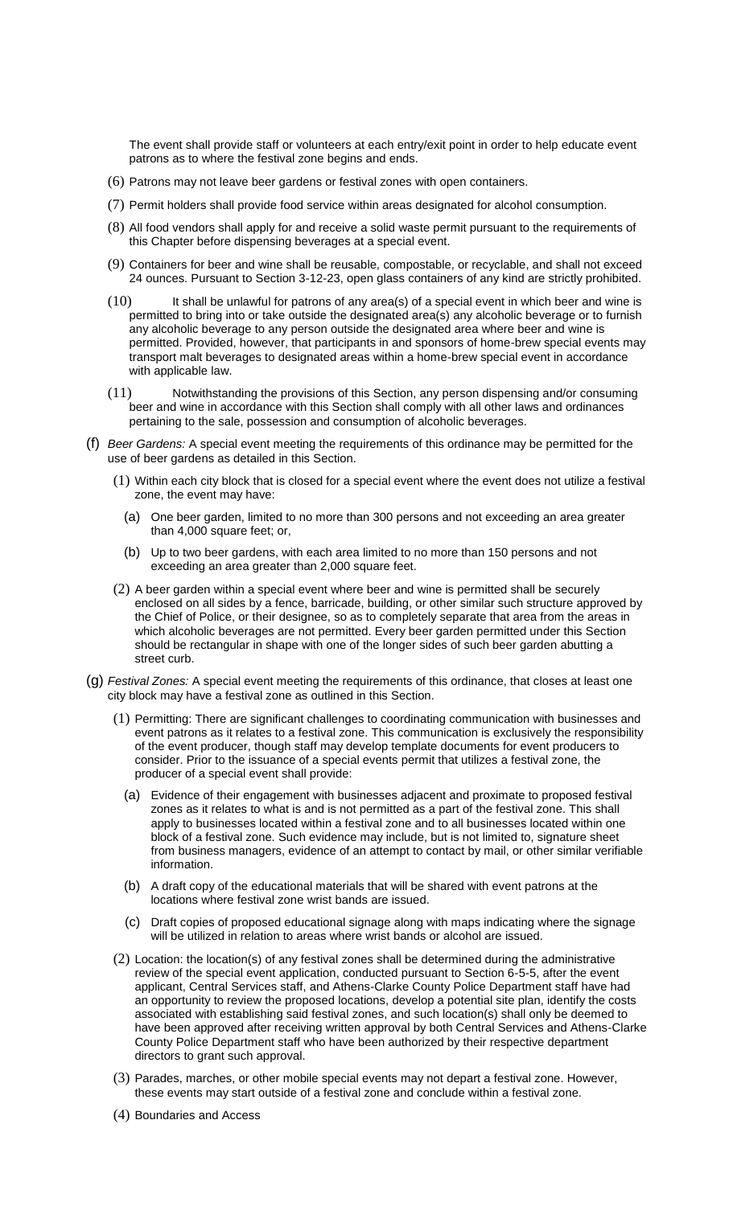The event shall provide staff or volunteers at each entry/exit point in order to help educate event patrons as to where the festival zone begins and ends.

(6) Patrons may not leave beer gardens or festival zones with open containers.

(7) Permit holders shall provide food service within areas designated for alcohol consumption.

(8) All food vendors shall apply for and receive a solid waste permit pursuant to the requirements of this Chapter before dispensing beverages at a special event.

(9) Containers for beer and wine shall be reusable, compostable, or recyclable, and shall not exceed 24 ounces. Pursuant to Section 3-12-23, open glass containers of any kind are strictly prohibited.

(10) It shall be unlawful for patrons of any area(s) of a special event in which beer and wine is permitted to bring into or take outside the designated area(s) any alcoholic beverage or to furnish any alcoholic beverage to any person outside the designated area where beer and wine is permitted. Provided, however, that participants in and sponsors of home-brew special events may transport malt beverages to designated areas within a home-brew special event in accordance with applicable law.

(11) Notwithstanding the provisions of this Section, any person dispensing and/or consuming beer and wine in accordance with this Section shall comply with all other laws and ordinances pertaining to the sale, possession and consumption of alcoholic beverages.

(f) *Beer Gardens:* A special event meeting the requirements of this ordinance may be permitted for the use of beer gardens as detailed in this Section.

(1) Within each city block that is closed for a special event where the event does not utilize a festival zone, the event may have:

(a) One beer garden, limited to no more than 300 persons and not exceeding an area greater than 4,000 square feet; or,

(b) Up to two beer gardens, with each area limited to no more than 150 persons and not exceeding an area greater than 2,000 square feet.

(2) A beer garden within a special event where beer and wine is permitted shall be securely enclosed on all sides by a fence, barricade, building, or other similar such structure approved by the Chief of Police, or their designee, so as to completely separate that area from the areas in which alcoholic beverages are not permitted. Every beer garden permitted under this Section should be rectangular in shape with one of the longer sides of such beer garden abutting a street curb.

(g) *Festival Zones:* A special event meeting the requirements of this ordinance, that closes at least one city block may have a festival zone as outlined in this Section.

(1) Permitting: There are significant challenges to coordinating communication with businesses and event patrons as it relates to a festival zone. This communication is exclusively the responsibility of the event producer, though staff may develop template documents for event producers to consider. Prior to the issuance of a special events permit that utilizes a festival zone, the producer of a special event shall provide:

(a) Evidence of their engagement with businesses adjacent and proximate to proposed festival zones as it relates to what is and is not permitted as a part of the festival zone. This shall apply to businesses located within a festival zone and to all businesses located within one block of a festival zone. Such evidence may include, but is not limited to, signature sheet from business managers, evidence of an attempt to contact by mail, or other similar verifiable information.

(b) A draft copy of the educational materials that will be shared with event patrons at the locations where festival zone wrist bands are issued.

(c) Draft copies of proposed educational signage along with maps indicating where the signage will be utilized in relation to areas where wrist bands or alcohol are issued.

(2) Location: the location(s) of any festival zones shall be determined during the administrative review of the special event application, conducted pursuant to Section 6-5-5, after the event applicant, Central Services staff, and Athens-Clarke County Police Department staff have had an opportunity to review the proposed locations, develop a potential site plan, identify the costs associated with establishing said festival zones, and such location(s) shall only be deemed to have been approved after receiving written approval by both Central Services and Athens-Clarke County Police Department staff who have been authorized by their respective department directors to grant such approval.

(3) Parades, marches, or other mobile special events may not depart a festival zone. However, these events may start outside of a festival zone and conclude within a festival zone.

(4) Boundaries and Access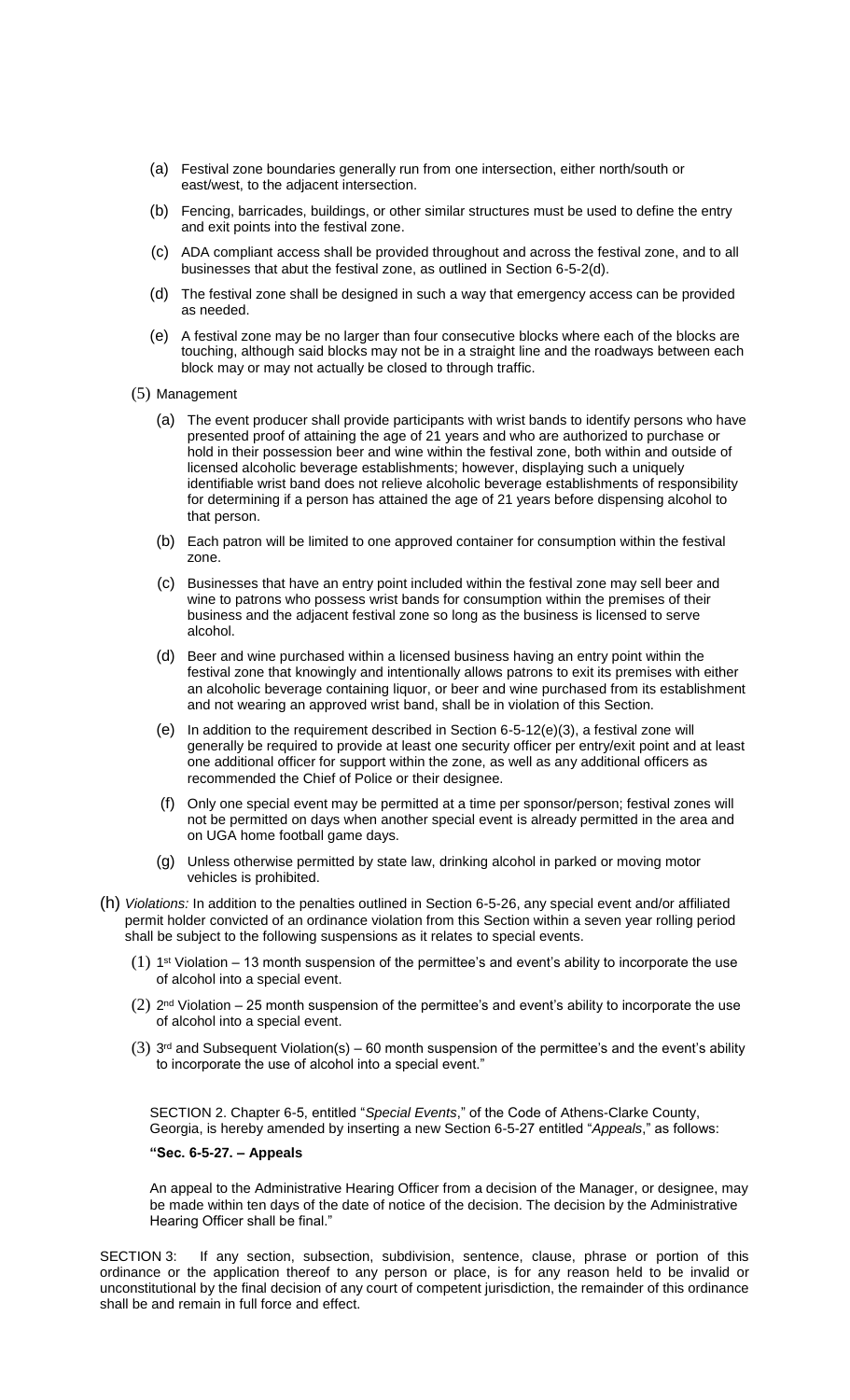(a) Festival zone boundaries generally run from one intersection, either north/south or east/west, to the adjacent intersection.

(b) Fencing, barricades, buildings, or other similar structures must be used to define the entry and exit points into the festival zone.

(c) ADA compliant access shall be provided throughout and across the festival zone, and to all businesses that abut the festival zone, as outlined in Section 6-5-2(d).

(d) The festival zone shall be designed in such a way that emergency access can be provided as needed.

(e) A festival zone may be no larger than four consecutive blocks where each of the blocks are touching, although said blocks may not be in a straight line and the roadways between each block may or may not actually be closed to through traffic.

(5) Management

(a) The event producer shall provide participants with wrist bands to identify persons who have presented proof of attaining the age of 21 years and who are authorized to purchase or hold in their possession beer and wine within the festival zone, both within and outside of licensed alcoholic beverage establishments; however, displaying such a uniquely identifiable wrist band does not relieve alcoholic beverage establishments of responsibility for determining if a person has attained the age of 21 years before dispensing alcohol to that person.

(b) Each patron will be limited to one approved container for consumption within the festival zone.

(c) Businesses that have an entry point included within the festival zone may sell beer and wine to patrons who possess wrist bands for consumption within the premises of their business and the adjacent festival zone so long as the business is licensed to serve alcohol.

(d) Beer and wine purchased within a licensed business having an entry point within the festival zone that knowingly and intentionally allows patrons to exit its premises with either an alcoholic beverage containing liquor, or beer and wine purchased from its establishment and not wearing an approved wrist band, shall be in violation of this Section.

(e) In addition to the requirement described in Section 6-5-12(e)(3), a festival zone will generally be required to provide at least one security officer per entry/exit point and at least one additional officer for support within the zone, as well as any additional officers as recommended the Chief of Police or their designee.

(f) Only one special event may be permitted at a time per sponsor/person; festival zones will not be permitted on days when another special event is already permitted in the area and on UGA home football game days.

(g) Unless otherwise permitted by state law, drinking alcohol in parked or moving motor vehicles is prohibited.

(h) *Violations:* In addition to the penalties outlined in Section 6-5-26, any special event and/or affiliated permit holder convicted of an ordinance violation from this Section within a seven year rolling period shall be subject to the following suspensions as it relates to special events.

(1) 1st Violation – 13 month suspension of the permittee's and event's ability to incorporate the use of alcohol into a special event.

(2) 2nd Violation – 25 month suspension of the permittee's and event's ability to incorporate the use of alcohol into a special event.

(3) 3rd and Subsequent Violation(s) – 60 month suspension of the permittee's and the event's ability to incorporate the use of alcohol into a special event."

SECTION 2. Chapter 6-5, entitled "*Special Events*," of the Code of Athens-Clarke County, Georgia, is hereby amended by inserting a new Section 6-5-27 entitled "*Appeals*," as follows:

**"Sec. 6-5-27. – Appeals**

An appeal to the Administrative Hearing Officer from a decision of the Manager, or designee, may be made within ten days of the date of notice of the decision. The decision by the Administrative Hearing Officer shall be final."

SECTION 3: If any section, subsection, subdivision, sentence, clause, phrase or portion of this ordinance or the application thereof to any person or place, is for any reason held to be invalid or unconstitutional by the final decision of any court of competent jurisdiction, the remainder of this ordinance shall be and remain in full force and effect.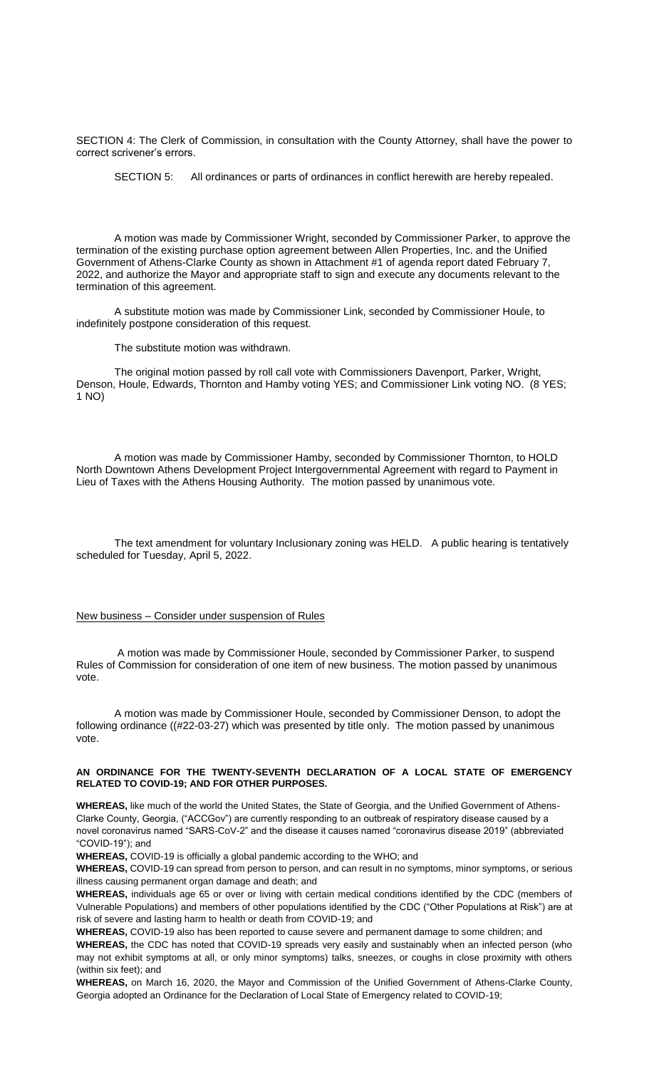SECTION 4: The Clerk of Commission, in consultation with the County Attorney, shall have the power to correct scrivener's errors.

SECTION 5: All ordinances or parts of ordinances in conflict herewith are hereby repealed.

A motion was made by Commissioner Wright, seconded by Commissioner Parker, to approve the termination of the existing purchase option agreement between Allen Properties, Inc. and the Unified Government of Athens-Clarke County as shown in Attachment #1 of agenda report dated February 7, 2022, and authorize the Mayor and appropriate staff to sign and execute any documents relevant to the termination of this agreement.

A substitute motion was made by Commissioner Link, seconded by Commissioner Houle, to indefinitely postpone consideration of this request.

The substitute motion was withdrawn.

The original motion passed by roll call vote with Commissioners Davenport, Parker, Wright, Denson, Houle, Edwards, Thornton and Hamby voting YES; and Commissioner Link voting NO. (8 YES; 1 NO)

A motion was made by Commissioner Hamby, seconded by Commissioner Thornton, to HOLD North Downtown Athens Development Project Intergovernmental Agreement with regard to Payment in Lieu of Taxes with the Athens Housing Authority. The motion passed by unanimous vote.

The text amendment for voluntary Inclusionary zoning was HELD. A public hearing is tentatively scheduled for Tuesday, April 5, 2022.

New business – Consider under suspension of Rules

A motion was made by Commissioner Houle, seconded by Commissioner Parker, to suspend Rules of Commission for consideration of one item of new business. The motion passed by unanimous vote.

A motion was made by Commissioner Houle, seconded by Commissioner Denson, to adopt the following ordinance ((#22-03-27) which was presented by title only. The motion passed by unanimous vote.

**AN ORDINANCE FOR THE TWENTY-SEVENTH DECLARATION OF A LOCAL STATE OF EMERGENCY RELATED TO COVID-19; AND FOR OTHER PURPOSES.**

**WHEREAS,** like much of the world the United States, the State of Georgia, and the Unified Government of Athens-Clarke County, Georgia, ("ACCGov") are currently responding to an outbreak of respiratory disease caused by a novel coronavirus named "SARS-CoV-2" and the disease it causes named "coronavirus disease 2019" (abbreviated "COVID-19"); and

**WHEREAS,** COVID-19 is officially a global pandemic according to the WHO; and

**WHEREAS,** COVID-19 can spread from person to person, and can result in no symptoms, minor symptoms, or serious illness causing permanent organ damage and death; and

**WHEREAS,** individuals age 65 or over or living with certain medical conditions identified by the CDC (members of Vulnerable Populations) and members of other populations identified by the CDC ("Other Populations at Risk") are at risk of severe and lasting harm to health or death from COVID-19; and

**WHEREAS,** COVID-19 also has been reported to cause severe and permanent damage to some children; and

**WHEREAS,** the CDC has noted that COVID-19 spreads very easily and sustainably when an infected person (who may not exhibit symptoms at all, or only minor symptoms) talks, sneezes, or coughs in close proximity with others (within six feet); and

**WHEREAS,** on March 16, 2020, the Mayor and Commission of the Unified Government of Athens-Clarke County, Georgia adopted an Ordinance for the Declaration of Local State of Emergency related to COVID-19;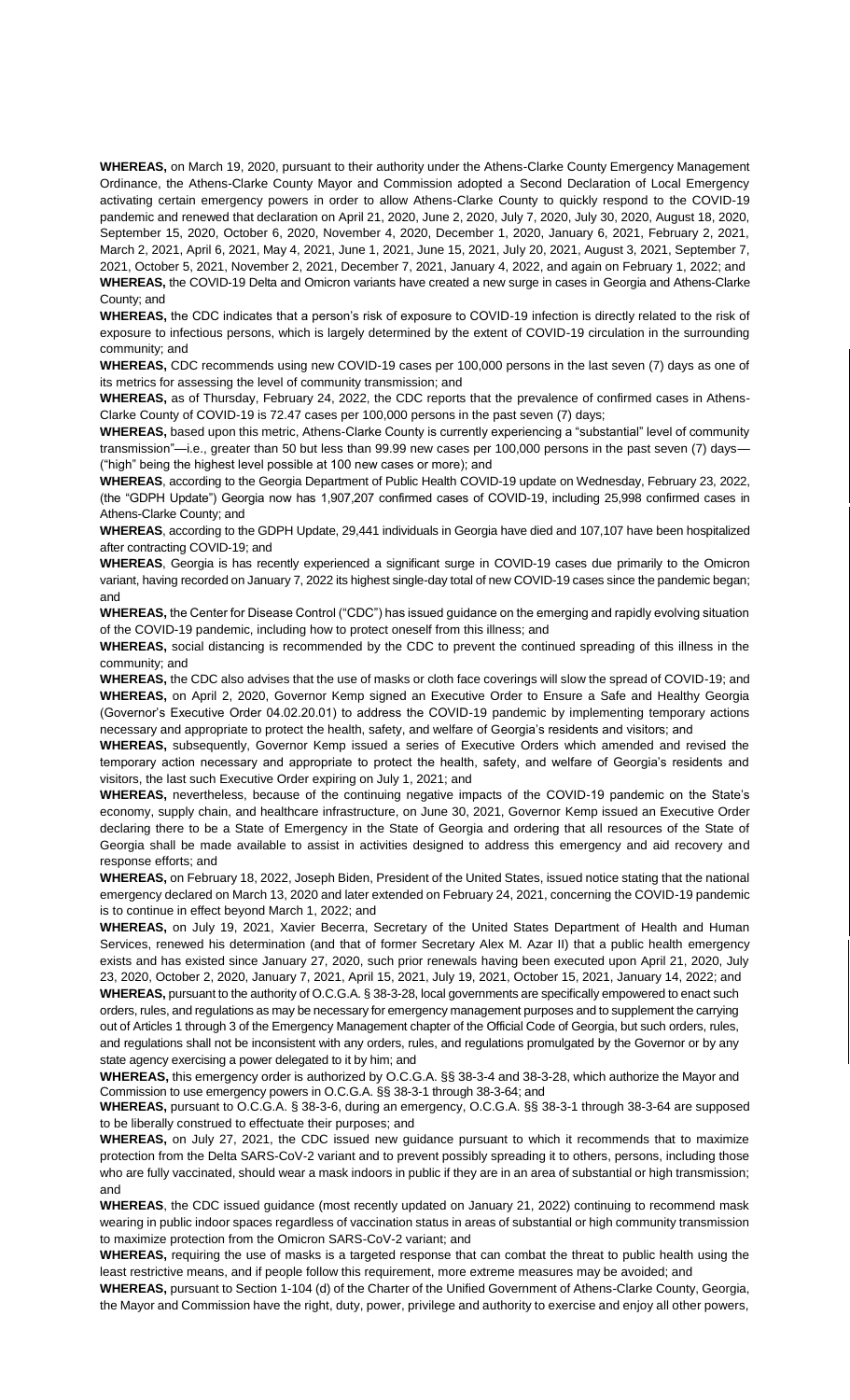**WHEREAS,** on March 19, 2020, pursuant to their authority under the Athens-Clarke County Emergency Management Ordinance, the Athens-Clarke County Mayor and Commission adopted a Second Declaration of Local Emergency activating certain emergency powers in order to allow Athens-Clarke County to quickly respond to the COVID-19 pandemic and renewed that declaration on April 21, 2020, June 2, 2020, July 7, 2020, July 30, 2020, August 18, 2020, September 15, 2020, October 6, 2020, November 4, 2020, December 1, 2020, January 6, 2021, February 2, 2021, March 2, 2021, April 6, 2021, May 4, 2021, June 1, 2021, June 15, 2021, July 20, 2021, August 3, 2021, September 7, 2021, October 5, 2021, November 2, 2021, December 7, 2021, January 4, 2022, and again on February 1, 2022; and

**WHEREAS,** the COVID-19 Delta and Omicron variants have created a new surge in cases in Georgia and Athens-Clarke County; and

**WHEREAS,** the CDC indicates that a person's risk of exposure to COVID-19 infection is directly related to the risk of exposure to infectious persons, which is largely determined by the extent of COVID-19 circulation in the surrounding community; and

**WHEREAS,** CDC recommends using new COVID-19 cases per 100,000 persons in the last seven (7) days as one of its metrics for assessing the level of community transmission; and

**WHEREAS,** as of Thursday, February 24, 2022, the CDC reports that the prevalence of confirmed cases in Athens-Clarke County of COVID-19 is 72.47 cases per 100,000 persons in the past seven (7) days;

**WHEREAS,** based upon this metric, Athens-Clarke County is currently experiencing a "substantial" level of community transmission"—i.e., greater than 50 but less than 99.99 new cases per 100,000 persons in the past seven (7) days—("high" being the highest level possible at 100 new cases or more); and

**WHEREAS**, according to the Georgia Department of Public Health COVID-19 update on Wednesday, February 23, 2022, (the "GDPH Update") Georgia now has 1,907,207 confirmed cases of COVID-19, including 25,998 confirmed cases in Athens-Clarke County; and

**WHEREAS**, according to the GDPH Update, 29,441 individuals in Georgia have died and 107,107 have been hospitalized after contracting COVID-19; and

**WHEREAS**, Georgia is has recently experienced a significant surge in COVID-19 cases due primarily to the Omicron variant, having recorded on January 7, 2022 its highest single-day total of new COVID-19 cases since the pandemic began; and

**WHEREAS,** the Center for Disease Control ("CDC") has issued guidance on the emerging and rapidly evolving situation of the COVID-19 pandemic, including how to protect oneself from this illness; and

**WHEREAS,** social distancing is recommended by the CDC to prevent the continued spreading of this illness in the community; and

**WHEREAS,** the CDC also advises that the use of masks or cloth face coverings will slow the spread of COVID-19; and

**WHEREAS,** on April 2, 2020, Governor Kemp signed an Executive Order to Ensure a Safe and Healthy Georgia (Governor's Executive Order 04.02.20.01) to address the COVID-19 pandemic by implementing temporary actions necessary and appropriate to protect the health, safety, and welfare of Georgia's residents and visitors; and

**WHEREAS,** subsequently, Governor Kemp issued a series of Executive Orders which amended and revised the temporary action necessary and appropriate to protect the health, safety, and welfare of Georgia's residents and visitors, the last such Executive Order expiring on July 1, 2021; and

**WHEREAS,** nevertheless, because of the continuing negative impacts of the COVID-19 pandemic on the State's economy, supply chain, and healthcare infrastructure, on June 30, 2021, Governor Kemp issued an Executive Order declaring there to be a State of Emergency in the State of Georgia and ordering that all resources of the State of Georgia shall be made available to assist in activities designed to address this emergency and aid recovery and response efforts; and

**WHEREAS,** on February 18, 2022, Joseph Biden, President of the United States, issued notice stating that the national emergency declared on March 13, 2020 and later extended on February 24, 2021, concerning the COVID-19 pandemic is to continue in effect beyond March 1, 2022; and

**WHEREAS,** on July 19, 2021, Xavier Becerra, Secretary of the United States Department of Health and Human Services, renewed his determination (and that of former Secretary Alex M. Azar II) that a public health emergency exists and has existed since January 27, 2020, such prior renewals having been executed upon April 21, 2020, July 23, 2020, October 2, 2020, January 7, 2021, April 15, 2021, July 19, 2021, October 15, 2021, January 14, 2022; and

**WHEREAS,** pursuant to the authority of O.C.G.A. § 38-3-28, local governments are specifically empowered to enact such orders, rules, and regulations as may be necessary for emergency management purposes and to supplement the carrying out of Articles 1 through 3 of the Emergency Management chapter of the Official Code of Georgia, but such orders, rules, and regulations shall not be inconsistent with any orders, rules, and regulations promulgated by the Governor or by any state agency exercising a power delegated to it by him; and

**WHEREAS,** this emergency order is authorized by O.C.G.A. §§ 38-3-4 and 38-3-28, which authorize the Mayor and Commission to use emergency powers in O.C.G.A. §§ 38-3-1 through 38-3-64; and

**WHEREAS,** pursuant to O.C.G.A. § 38-3-6, during an emergency, O.C.G.A. §§ 38-3-1 through 38-3-64 are supposed to be liberally construed to effectuate their purposes; and

**WHEREAS,** on July 27, 2021, the CDC issued new guidance pursuant to which it recommends that to maximize protection from the Delta SARS-CoV-2 variant and to prevent possibly spreading it to others, persons, including those who are fully vaccinated, should wear a mask indoors in public if they are in an area of substantial or high transmission; and

**WHEREAS**, the CDC issued guidance (most recently updated on January 21, 2022) continuing to recommend mask wearing in public indoor spaces regardless of vaccination status in areas of substantial or high community transmission to maximize protection from the Omicron SARS-CoV-2 variant; and

**WHEREAS,** requiring the use of masks is a targeted response that can combat the threat to public health using the least restrictive means, and if people follow this requirement, more extreme measures may be avoided; and

**WHEREAS,** pursuant to Section 1-104 (d) of the Charter of the Unified Government of Athens-Clarke County, Georgia, the Mayor and Commission have the right, duty, power, privilege and authority to exercise and enjoy all other powers,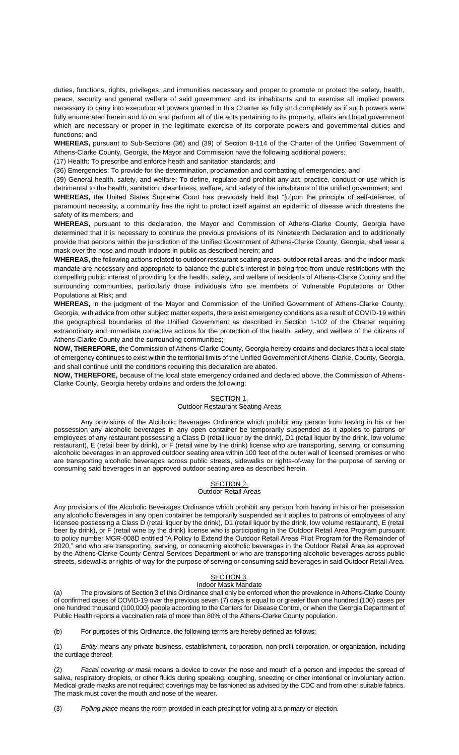duties, functions, rights, privileges, and immunities necessary and proper to promote or protect the safety, health, peace, security and general welfare of said government and its inhabitants and to exercise all implied powers necessary to carry into execution all powers granted in this Charter as fully and completely as if such powers were fully enumerated herein and to do and perform all of the acts pertaining to its property, affairs and local government which are necessary or proper in the legitimate exercise of its corporate powers and governmental duties and functions; and

**WHEREAS,** pursuant to Sub-Sections (36) and (39) of Section 8-114 of the Charter of the Unified Government of Athens-Clarke County, Georgia, the Mayor and Commission have the following additional powers:

(17) Health: To prescribe and enforce heath and sanitation standards; and

(36) Emergencies: To provide for the determination, proclamation and combatting of emergencies; and

(39) General health, safety, and welfare: To define, regulate and prohibit any act, practice, conduct or use which is detrimental to the health, sanitation, cleanliness, welfare, and safety of the inhabitants of the unified government; and

**WHEREAS,** the United States Supreme Court has previously held that "[u]pon the principle of self-defense, of paramount necessity, a community has the right to protect itself against an epidemic of disease which threatens the safety of its members; and

**WHEREAS,** pursuant to this declaration, the Mayor and Commission of Athens-Clarke County, Georgia have determined that it is necessary to continue the previous provisions of its Nineteenth Declaration and to additionally provide that persons within the jurisdiction of the Unified Government of Athens-Clarke County, Georgia, shall wear a mask over the nose and mouth indoors in public as described herein; and

**WHEREAS,** the following actions related to outdoor restaurant seating areas, outdoor retail areas, and the indoor mask mandate are necessary and appropriate to balance the public's interest in being free from undue restrictions with the compelling public interest of providing for the health, safety, and welfare of residents of Athens-Clarke County and the surrounding communities, particularly those individuals who are members of Vulnerable Populations or Other Populations at Risk; and

**WHEREAS,** in the judgment of the Mayor and Commission of the Unified Government of Athens-Clarke County, Georgia, with advice from other subject matter experts, there exist emergency conditions as a result of COVID-19 within the geographical boundaries of the Unified Government as described in Section 1-102 of the Charter requiring extraordinary and immediate corrective actions for the protection of the health, safety, and welfare of the citizens of Athens-Clarke County and the surrounding communities;

**NOW, THEREFORE,** the Commission of Athens-Clarke County, Georgia hereby ordains and declares that a local state of emergency continues to exist within the territorial limits of the Unified Government of Athens-Clarke, County, Georgia, and shall continue until the conditions requiring this declaration are abated.

**NOW, THEREFORE,** because of the local state emergency ordained and declared above, the Commission of Athens-Clarke County, Georgia hereby ordains and orders the following:

## SECTION 1.
## Outdoor Restaurant Seating Areas

Any provisions of the Alcoholic Beverages Ordinance which prohibit any person from having in his or her possession any alcoholic beverages in any open container be temporarily suspended as it applies to patrons or employees of any restaurant possessing a Class D (retail liquor by the drink), D1 (retail liquor by the drink, low volume restaurant), E (retail beer by drink), or F (retail wine by the drink) license who are transporting, serving, or consuming alcoholic beverages in an approved outdoor seating area within 100 feet of the outer wall of licensed premises or who are transporting alcoholic beverages across public streets, sidewalks or rights-of-way for the purpose of serving or consuming said beverages in an approved outdoor seating area as described herein.

## SECTION 2.
## Outdoor Retail Areas

Any provisions of the Alcoholic Beverages Ordinance which prohibit any person from having in his or her possession any alcoholic beverages in any open container be temporarily suspended as it applies to patrons or employees of any licensee possessing a Class D (retail liquor by the drink), D1 (retail liquor by the drink, low volume restaurant), E (retail beer by drink), or F (retail wine by the drink) license who is participating in the Outdoor Retail Area Program pursuant to policy number MGR-008D entitled "A Policy to Extend the Outdoor Retail Areas Pilot Program for the Remainder of 2020," and who are transporting, serving, or consuming alcoholic beverages in the Outdoor Retail Area as approved by the Athens-Clarke County Central Services Department or who are transporting alcoholic beverages across public streets, sidewalks or rights-of-way for the purpose of serving or consuming said beverages in said Outdoor Retail Area.

## SECTION 3.
## Indoor Mask Mandate

(a) The provisions of Section 3 of this Ordinance shall only be enforced when the prevalence in Athens-Clarke County of confirmed cases of COVID-19 over the previous seven (7) days is equal to or greater than one hundred (100) cases per one hundred thousand (100,000) people according to the Centers for Disease Control, or when the Georgia Department of Public Health reports a vaccination rate of more than 80% of the Athens-Clarke County population.

(b) For purposes of this Ordinance, the following terms are hereby defined as follows:

(1) *Entity* means any private business, establishment, corporation, non-profit corporation, or organization, including the curtilage thereof.

(2) *Facial covering or mask* means a device to cover the nose and mouth of a person and impedes the spread of saliva, respiratory droplets, or other fluids during speaking, coughing, sneezing or other intentional or involuntary action. Medical grade masks are not required; coverings may be fashioned as advised by the CDC and from other suitable fabrics. The mask must cover the mouth and nose of the wearer.

(3) *Polling place* means the room provided in each precinct for voting at a primary or election.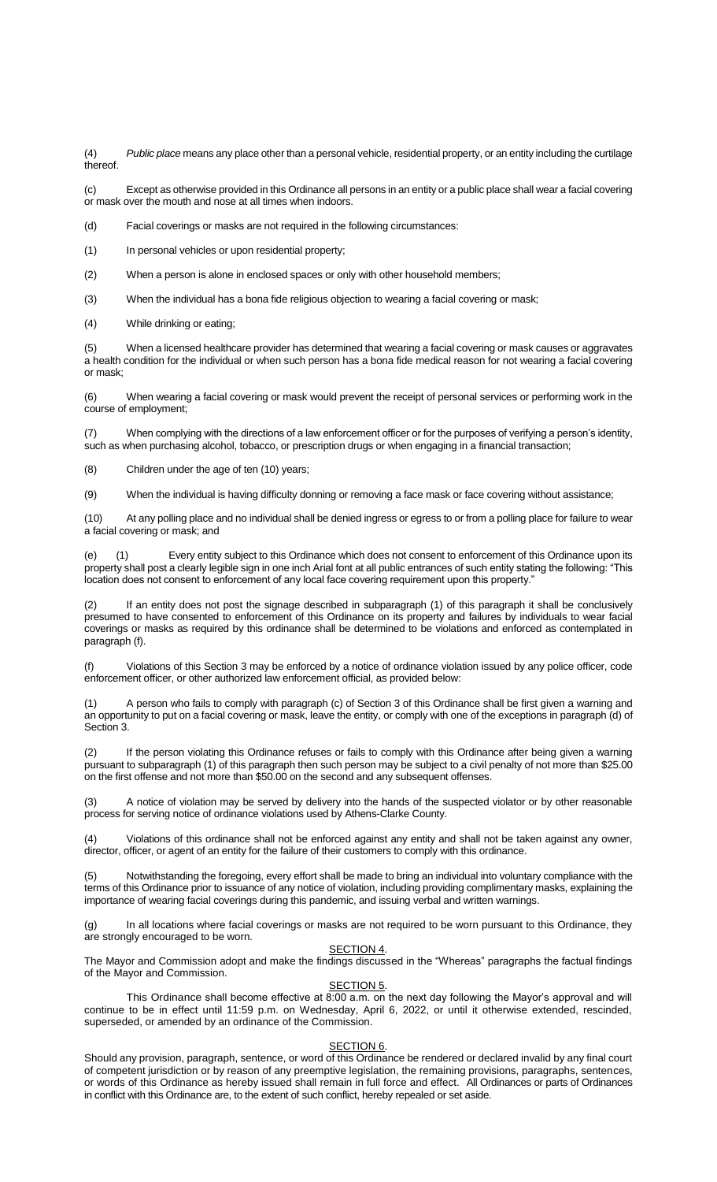(4) *Public place* means any place other than a personal vehicle, residential property, or an entity including the curtilage thereof.

(c) Except as otherwise provided in this Ordinance all persons in an entity or a public place shall wear a facial covering or mask over the mouth and nose at all times when indoors.

(d) Facial coverings or masks are not required in the following circumstances:

(1) In personal vehicles or upon residential property;

(2) When a person is alone in enclosed spaces or only with other household members;

(3) When the individual has a bona fide religious objection to wearing a facial covering or mask;

(4) While drinking or eating;

(5) When a licensed healthcare provider has determined that wearing a facial covering or mask causes or aggravates a health condition for the individual or when such person has a bona fide medical reason for not wearing a facial covering or mask;

(6) When wearing a facial covering or mask would prevent the receipt of personal services or performing work in the course of employment;

(7) When complying with the directions of a law enforcement officer or for the purposes of verifying a person's identity, such as when purchasing alcohol, tobacco, or prescription drugs or when engaging in a financial transaction;

(8) Children under the age of ten (10) years;

(9) When the individual is having difficulty donning or removing a face mask or face covering without assistance;

(10) At any polling place and no individual shall be denied ingress or egress to or from a polling place for failure to wear a facial covering or mask; and

(e) (1) Every entity subject to this Ordinance which does not consent to enforcement of this Ordinance upon its property shall post a clearly legible sign in one inch Arial font at all public entrances of such entity stating the following: "This location does not consent to enforcement of any local face covering requirement upon this property."

(2) If an entity does not post the signage described in subparagraph (1) of this paragraph it shall be conclusively presumed to have consented to enforcement of this Ordinance on its property and failures by individuals to wear facial coverings or masks as required by this ordinance shall be determined to be violations and enforced as contemplated in paragraph (f).

(f) Violations of this Section 3 may be enforced by a notice of ordinance violation issued by any police officer, code enforcement officer, or other authorized law enforcement official, as provided below:

(1) A person who fails to comply with paragraph (c) of Section 3 of this Ordinance shall be first given a warning and an opportunity to put on a facial covering or mask, leave the entity, or comply with one of the exceptions in paragraph (d) of Section 3.

(2) If the person violating this Ordinance refuses or fails to comply with this Ordinance after being given a warning pursuant to subparagraph (1) of this paragraph then such person may be subject to a civil penalty of not more than $25.00 on the first offense and not more than $50.00 on the second and any subsequent offenses.

(3) A notice of violation may be served by delivery into the hands of the suspected violator or by other reasonable process for serving notice of ordinance violations used by Athens-Clarke County.

(4) Violations of this ordinance shall not be enforced against any entity and shall not be taken against any owner, director, officer, or agent of an entity for the failure of their customers to comply with this ordinance.

(5) Notwithstanding the foregoing, every effort shall be made to bring an individual into voluntary compliance with the terms of this Ordinance prior to issuance of any notice of violation, including providing complimentary masks, explaining the importance of wearing facial coverings during this pandemic, and issuing verbal and written warnings.

(g) In all locations where facial coverings or masks are not required to be worn pursuant to this Ordinance, they are strongly encouraged to be worn.

## SECTION 4.

The Mayor and Commission adopt and make the findings discussed in the "Whereas" paragraphs the factual findings of the Mayor and Commission.

## SECTION 5.

This Ordinance shall become effective at 8:00 a.m. on the next day following the Mayor's approval and will continue to be in effect until 11:59 p.m. on Wednesday, April 6, 2022, or until it otherwise extended, rescinded, superseded, or amended by an ordinance of the Commission.

## SECTION 6.

Should any provision, paragraph, sentence, or word of this Ordinance be rendered or declared invalid by any final court of competent jurisdiction or by reason of any preemptive legislation, the remaining provisions, paragraphs, sentences, or words of this Ordinance as hereby issued shall remain in full force and effect. All Ordinances or parts of Ordinances in conflict with this Ordinance are, to the extent of such conflict, hereby repealed or set aside.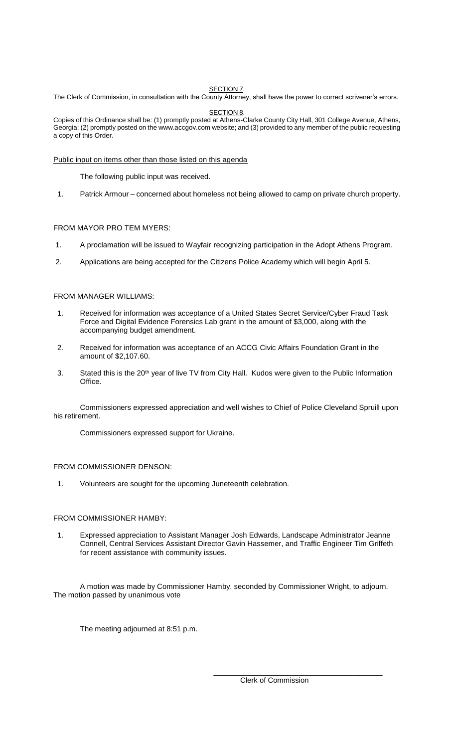SECTION 7.

The Clerk of Commission, in consultation with the County Attorney, shall have the power to correct scrivener's errors.

SECTION 8.

Copies of this Ordinance shall be: (1) promptly posted at Athens-Clarke County City Hall, 301 College Avenue, Athens, Georgia; (2) promptly posted on the www.accgov.com website; and (3) provided to any member of the public requesting a copy of this Order.

Public input on items other than those listed on this agenda

The following public input was received.

1. Patrick Armour – concerned about homeless not being allowed to camp on private church property.

FROM MAYOR PRO TEM MYERS:

1. A proclamation will be issued to Wayfair recognizing participation in the Adopt Athens Program.
2. Applications are being accepted for the Citizens Police Academy which will begin April 5.

FROM MANAGER WILLIAMS:

1. Received for information was acceptance of a United States Secret Service/Cyber Fraud Task Force and Digital Evidence Forensics Lab grant in the amount of $3,000, along with the accompanying budget amendment.
2. Received for information was acceptance of an ACCG Civic Affairs Foundation Grant in the amount of $2,107.60.
3. Stated this is the 20th year of live TV from City Hall. Kudos were given to the Public Information Office.

Commissioners expressed appreciation and well wishes to Chief of Police Cleveland Spruill upon his retirement.

Commissioners expressed support for Ukraine.

FROM COMMISSIONER DENSON:

1. Volunteers are sought for the upcoming Juneteenth celebration.

FROM COMMISSIONER HAMBY:

1. Expressed appreciation to Assistant Manager Josh Edwards, Landscape Administrator Jeanne Connell, Central Services Assistant Director Gavin Hassemer, and Traffic Engineer Tim Griffeth for recent assistance with community issues.

A motion was made by Commissioner Hamby, seconded by Commissioner Wright, to adjourn. The motion passed by unanimous vote

The meeting adjourned at 8:51 p.m.

\_\_\_\_\_\_\_\_\_\_\_\_\_\_\_\_\_\_\_\_\_\_\_\_\_\_\_\_\_\_\_\_\_\_\_\_\_\_\_\_

Clerk of Commission